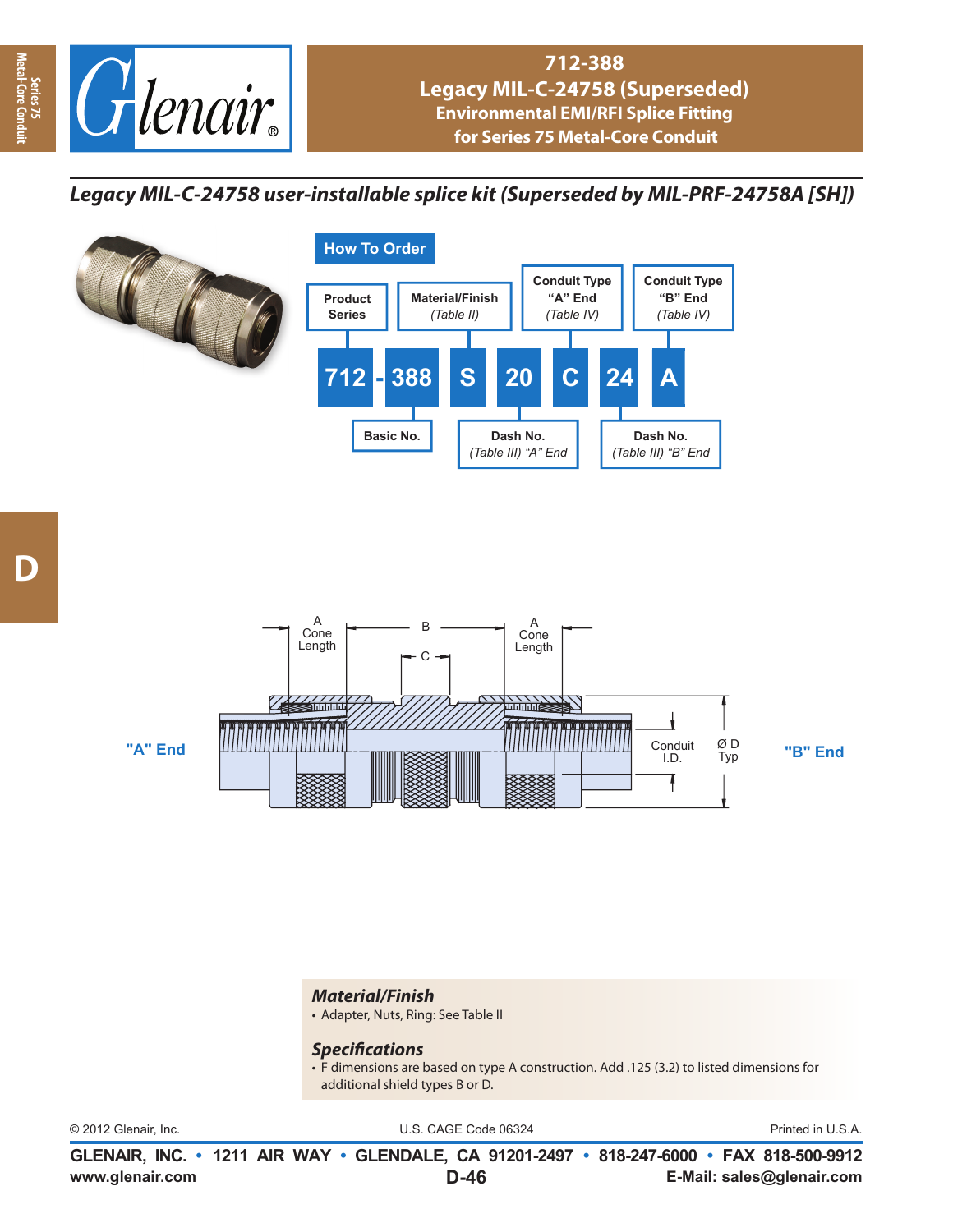# 712-388
## Legacy MIL-C-24758 (Superseded)
### Environmental EMI/RFI Splice Fitting for Series 75 Metal-Core Conduit

*Legacy MIL-C-24758 user-installable splice kit (Superseded by MIL-PRF-24758A [SH])*

**How To Order**

| Product Series | | Basic No. | Material/Finish (Table II) | Dash No. (Table III) "A" End | Conduit Type "A" End (Table IV) | Dash No. (Table III) "B" End | Conduit Type "B" End (Table IV) |
|---|---|---|---|---|---|---|---|
| 712 | - | 388 | S | 20 | C | 24 | A |

"A" End — A Cone Length — B — C — A Cone Length — Conduit I.D. — Ø D Typ — "B" End

### Material/Finish
- Adapter, Nuts, Ring: See Table II

### Specifications
- F dimensions are based on type A construction. Add .125 (3.2) to listed dimensions for additional shield types B or D.

© 2012 Glenair, Inc. U.S. CAGE Code 06324 Printed in U.S.A.

**GLENAIR, INC. • 1211 AIR WAY • GLENDALE, CA 91201-2497 • 818-247-6000 • FAX 818-500-9912**
www.glenair.com E-Mail: sales@glenair.com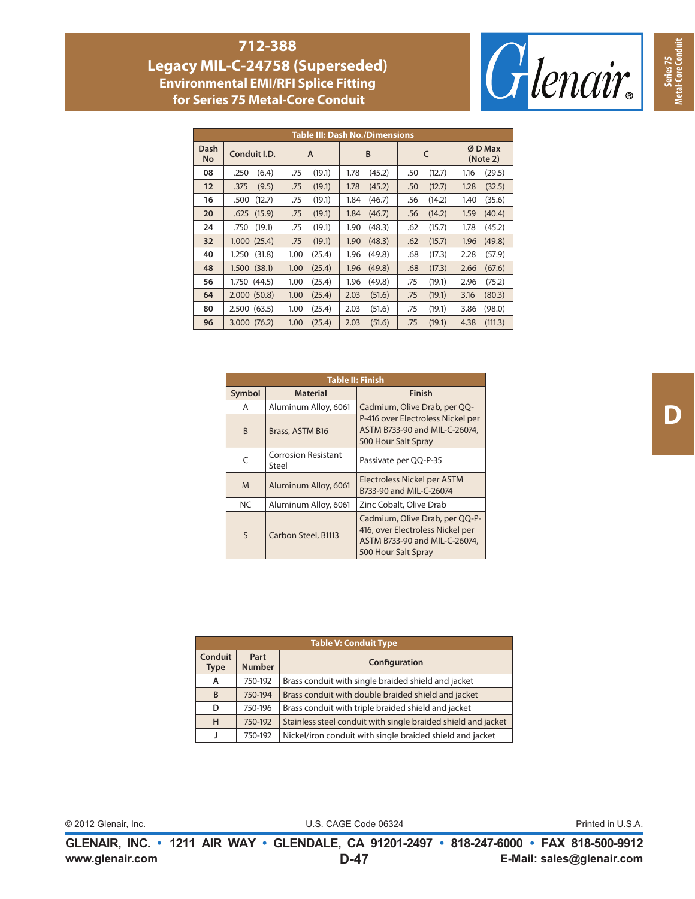# 712-388
## Legacy MIL-C-24758 (Superseded)
### Environmental EMI/RFI Splice Fitting for Series 75 Metal-Core Conduit

**Table III: Dash No./Dimensions**

| Dash No | Conduit I.D. | | A | | B | | C | | Ø D Max (Note 2) | |
|---|---|---|---|---|---|---|---|---|---|---|
| 08 | .250 | (6.4) | .75 | (19.1) | 1.78 | (45.2) | .50 | (12.7) | 1.16 | (29.5) |
| 12 | .375 | (9.5) | .75 | (19.1) | 1.78 | (45.2) | .50 | (12.7) | 1.28 | (32.5) |
| 16 | .500 | (12.7) | .75 | (19.1) | 1.84 | (46.7) | .56 | (14.2) | 1.40 | (35.6) |
| 20 | .625 | (15.9) | .75 | (19.1) | 1.84 | (46.7) | .56 | (14.2) | 1.59 | (40.4) |
| 24 | .750 | (19.1) | .75 | (19.1) | 1.90 | (48.3) | .62 | (15.7) | 1.78 | (45.2) |
| 32 | 1.000 | (25.4) | .75 | (19.1) | 1.90 | (48.3) | .62 | (15.7) | 1.96 | (49.8) |
| 40 | 1.250 | (31.8) | 1.00 | (25.4) | 1.96 | (49.8) | .68 | (17.3) | 2.28 | (57.9) |
| 48 | 1.500 | (38.1) | 1.00 | (25.4) | 1.96 | (49.8) | .68 | (17.3) | 2.66 | (67.6) |
| 56 | 1.750 | (44.5) | 1.00 | (25.4) | 1.96 | (49.8) | .75 | (19.1) | 2.96 | (75.2) |
| 64 | 2.000 | (50.8) | 1.00 | (25.4) | 2.03 | (51.6) | .75 | (19.1) | 3.16 | (80.3) |
| 80 | 2.500 | (63.5) | 1.00 | (25.4) | 2.03 | (51.6) | .75 | (19.1) | 3.86 | (98.0) |
| 96 | 3.000 | (76.2) | 1.00 | (25.4) | 2.03 | (51.6) | .75 | (19.1) | 4.38 | (111.3) |

**Table II: Finish**

| Symbol | Material | Finish |
|---|---|---|
| A | Aluminum Alloy, 6061 | Cadmium, Olive Drab, per QQ-P-416 over Electroless Nickel per ASTM B733-90 and MIL-C-26074, 500 Hour Salt Spray |
| B | Brass, ASTM B16 | Cadmium, Olive Drab, per QQ-P-416 over Electroless Nickel per ASTM B733-90 and MIL-C-26074, 500 Hour Salt Spray |
| C | Corrosion Resistant Steel | Passivate per QQ-P-35 |
| M | Aluminum Alloy, 6061 | Electroless Nickel per ASTM B733-90 and MIL-C-26074 |
| NC | Aluminum Alloy, 6061 | Zinc Cobalt, Olive Drab |
| S | Carbon Steel, B1113 | Cadmium, Olive Drab, per QQ-P-416, over Electroless Nickel per ASTM B733-90 and MIL-C-26074, 500 Hour Salt Spray |

**Table V: Conduit Type**

| Conduit Type | Part Number | Configuration |
|---|---|---|
| A | 750-192 | Brass conduit with single braided shield and jacket |
| B | 750-194 | Brass conduit with double braided shield and jacket |
| D | 750-196 | Brass conduit with triple braided shield and jacket |
| H | 750-192 | Stainless steel conduit with single braided shield and jacket |
| J | 750-192 | Nickel/iron conduit with single braided shield and jacket |